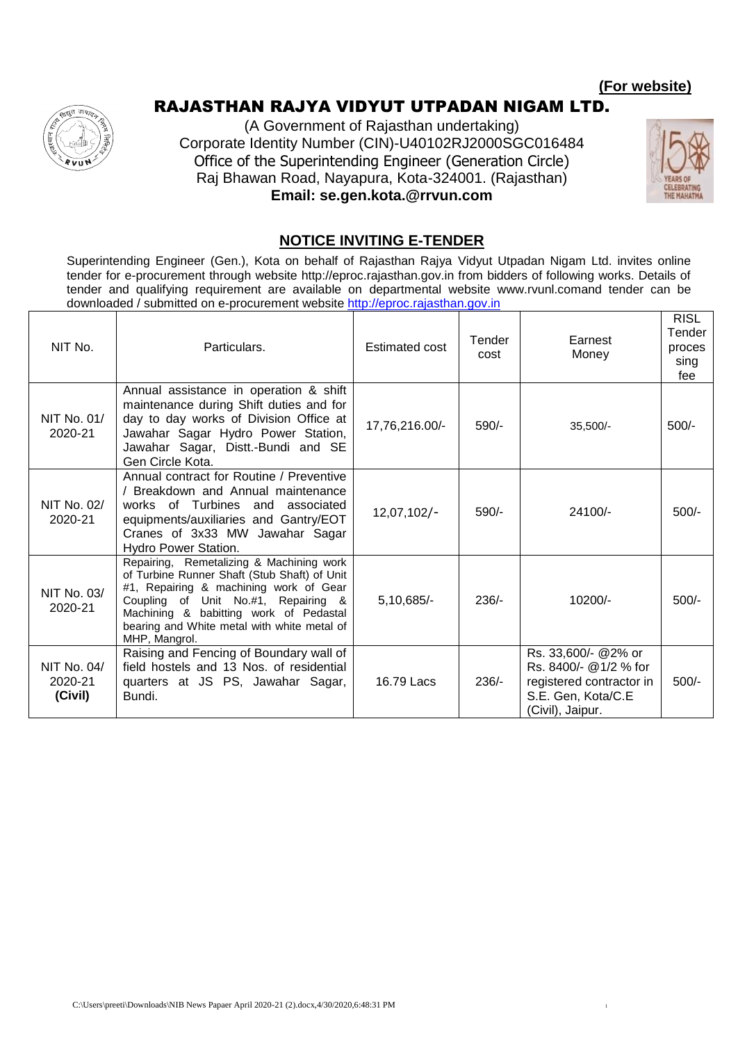**(For website)**

# RAJASTHAN RAJYA VIDYUT UTPADAN NIGAM LTD.

(A Government of Rajasthan undertaking)
Corporate Identity Number (CIN)-U40102RJ2000SGC016484
Office of the Superintending Engineer (Generation Circle)
Raj Bhawan Road, Nayapura, Kota-324001. (Rajasthan)
**Email: se.gen.kota.@rrvun.com**

## NOTICE INVITING E-TENDER

Superintending Engineer (Gen.), Kota on behalf of Rajasthan Rajya Vidyut Utpadan Nigam Ltd. invites online tender for e-procurement through website http://eproc.rajasthan.gov.in from bidders of following works. Details of tender and qualifying requirement are available on departmental website www.rvunl.comand tender can be downloaded / submitted on e-procurement website http://eproc.rajasthan.gov.in

| NIT No. | Particulars. | Estimated cost | Tender cost | Earnest Money | RISL Tender processing fee |
|---|---|---|---|---|---|
| NIT No. 01/ 2020-21 | Annual assistance in operation & shift maintenance during Shift duties and for day to day works of Division Office at Jawahar Sagar Hydro Power Station, Jawahar Sagar, Distt.-Bundi and SE Gen Circle Kota. | 17,76,216.00/- | 590/- | 35,500/- | 500/- |
| NIT No. 02/ 2020-21 | Annual contract for Routine / Preventive / Breakdown and Annual maintenance works of Turbines and associated equipments/auxiliaries and Gantry/EOT Cranes of 3x33 MW Jawahar Sagar Hydro Power Station. | 12,07,102/- | 590/- | 24100/- | 500/- |
| NIT No. 03/ 2020-21 | Repairing, Remetalizing & Machining work of Turbine Runner Shaft (Stub Shaft) of Unit #1, Repairing & machining work of Gear Coupling of Unit No.#1, Repairing & Machining & babitting work of Pedastal bearing and White metal with white metal of MHP, Mangrol. | 5,10,685/- | 236/- | 10200/- | 500/- |
| NIT No. 04/ 2020-21 **(Civil)** | Raising and Fencing of Boundary wall of field hostels and 13 Nos. of residential quarters at JS PS, Jawahar Sagar, Bundi. | 16.79 Lacs | 236/- | Rs. 33,600/- @2% or Rs. 8400/- @1/2 % for registered contractor in S.E. Gen, Kota/C.E (Civil), Jaipur. | 500/- |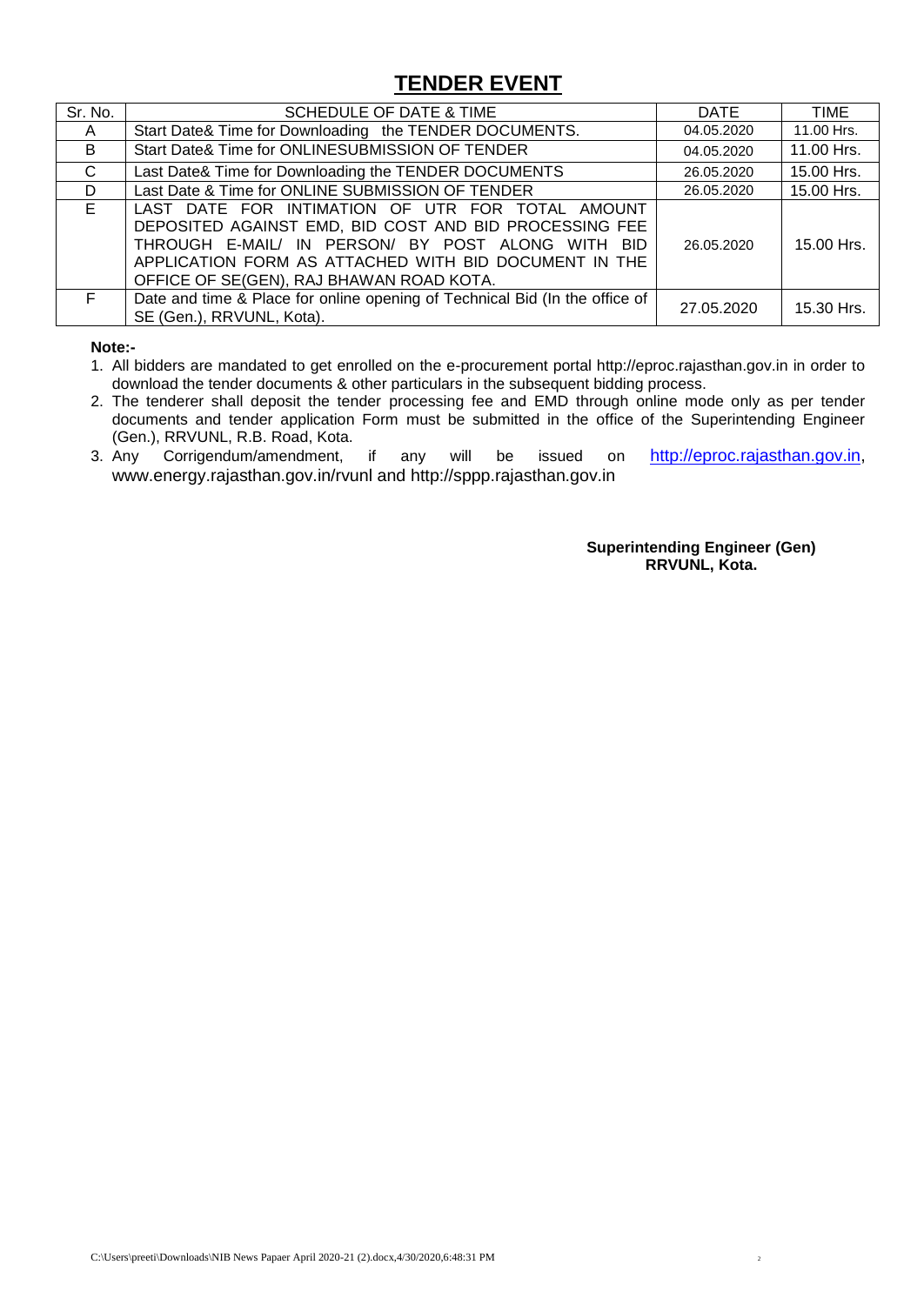# TENDER EVENT

| Sr. No. | SCHEDULE OF DATE & TIME | DATE | TIME |
|---|---|---|---|
| A | Start Date& Time for Downloading the TENDER DOCUMENTS. | 04.05.2020 | 11.00 Hrs. |
| B | Start Date& Time for ONLINESUBMISSION OF TENDER | 04.05.2020 | 11.00 Hrs. |
| C | Last Date& Time for Downloading the TENDER DOCUMENTS | 26.05.2020 | 15.00 Hrs. |
| D | Last Date & Time for ONLINE SUBMISSION OF TENDER | 26.05.2020 | 15.00 Hrs. |
| E | LAST DATE FOR INTIMATION OF UTR FOR TOTAL AMOUNT DEPOSITED AGAINST EMD, BID COST AND BID PROCESSING FEE THROUGH E-MAIL/ IN PERSON/ BY POST ALONG WITH BID APPLICATION FORM AS ATTACHED WITH BID DOCUMENT IN THE OFFICE OF SE(GEN), RAJ BHAWAN ROAD KOTA. | 26.05.2020 | 15.00 Hrs. |
| F | Date and time & Place for online opening of Technical Bid (In the office of SE (Gen.), RRVUNL, Kota). | 27.05.2020 | 15.30 Hrs. |

**Note:-**

1. All bidders are mandated to get enrolled on the e-procurement portal http://eproc.rajasthan.gov.in in order to download the tender documents & other particulars in the subsequent bidding process.
2. The tenderer shall deposit the tender processing fee and EMD through online mode only as per tender documents and tender application Form must be submitted in the office of the Superintending Engineer (Gen.), RRVUNL, R.B. Road, Kota.
3. Any Corrigendum/amendment, if any will be issued on http://eproc.rajasthan.gov.in, www.energy.rajasthan.gov.in/rvunl and http://sppp.rajasthan.gov.in

**Superintending Engineer (Gen)**
**RRVUNL, Kota.**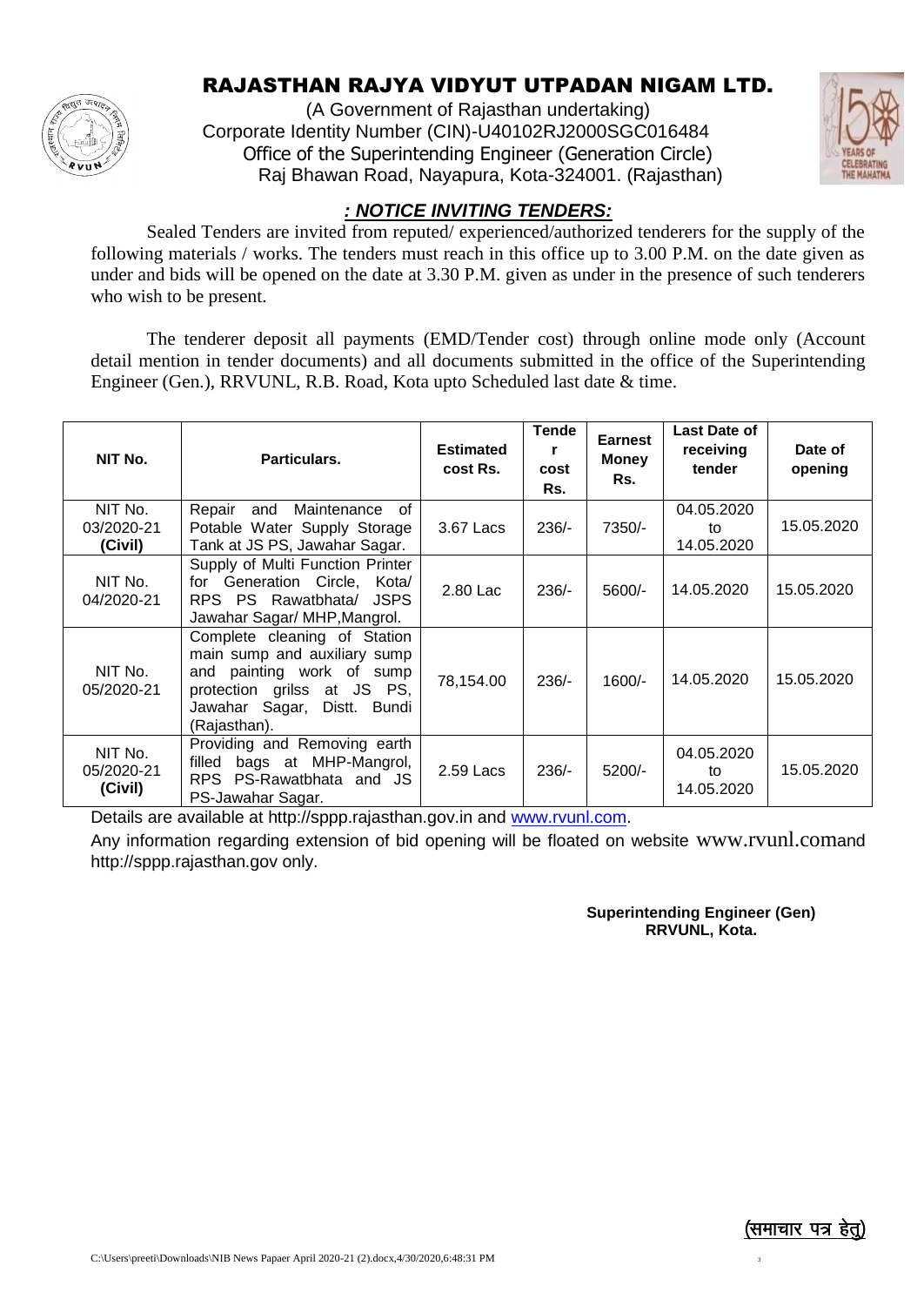# RAJASTHAN RAJYA VIDYUT UTPADAN NIGAM LTD.

(A Government of Rajasthan undertaking)
Corporate Identity Number (CIN)-U40102RJ2000SGC016484
Office of the Superintending Engineer (Generation Circle)
Raj Bhawan Road, Nayapura, Kota-324001. (Rajasthan)

## ***: NOTICE INVITING TENDERS:***

Sealed Tenders are invited from reputed/ experienced/authorized tenderers for the supply of the following materials / works. The tenders must reach in this office up to 3.00 P.M. on the date given as under and bids will be opened on the date at 3.30 P.M. given as under in the presence of such tenderers who wish to be present.

The tenderer deposit all payments (EMD/Tender cost) through online mode only (Account detail mention in tender documents) and all documents submitted in the office of the Superintending Engineer (Gen.), RRVUNL, R.B. Road, Kota upto Scheduled last date & time.

| NIT No. | Particulars. | Estimated cost Rs. | Tender cost Rs. | Earnest Money Rs. | Last Date of receiving tender | Date of opening |
|---|---|---|---|---|---|---|
| NIT No. 03/2020-21 (Civil) | Repair and Maintenance of Potable Water Supply Storage Tank at JS PS, Jawahar Sagar. | 3.67 Lacs | 236/- | 7350/- | 04.05.2020 to 14.05.2020 | 15.05.2020 |
| NIT No. 04/2020-21 | Supply of Multi Function Printer for Generation Circle, Kota/ RPS PS Rawatbhata/ JSPS Jawahar Sagar/ MHP,Mangrol. | 2.80 Lac | 236/- | 5600/- | 14.05.2020 | 15.05.2020 |
| NIT No. 05/2020-21 | Complete cleaning of Station main sump and auxiliary sump and painting work of sump protection grilss at JS PS, Jawahar Sagar, Distt. Bundi (Rajasthan). | 78,154.00 | 236/- | 1600/- | 14.05.2020 | 15.05.2020 |
| NIT No. 05/2020-21 (Civil) | Providing and Removing earth filled bags at MHP-Mangrol, RPS PS-Rawatbhata and JS PS-Jawahar Sagar. | 2.59 Lacs | 236/- | 5200/- | 04.05.2020 to 14.05.2020 | 15.05.2020 |

Details are available at http://sppp.rajasthan.gov.in and www.rvunl.com.

Any information regarding extension of bid opening will be floated on website www.rvunl.comand http://sppp.rajasthan.gov only.

**Superintending Engineer (Gen)**
**RRVUNL, Kota.**

(समाचार पत्र हेतु)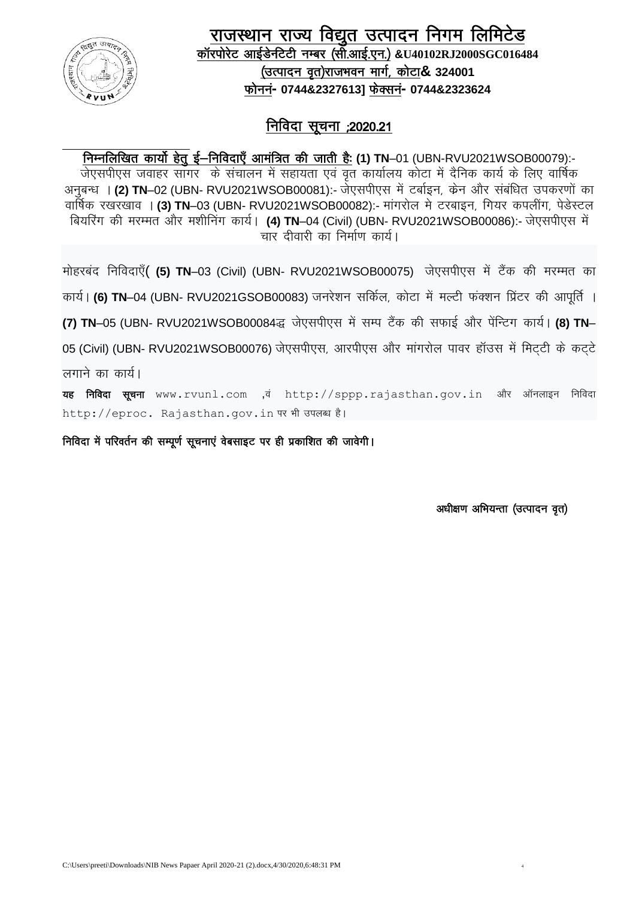# राजस्थान राज्य विद्युत उत्पादन निगम लिमिटेड

**कॉरपोरेट आईडेनटिटी नम्बर (सी.आई.एन.) &U40102RJ2000SGC016484**

**(उत्पादन वृत)राजभवन मार्ग, कोटा& 324001**

**फोननं- 0744&2327613] फेक्सनं- 0744&2323624**

## निविदा सूचना ;2020.21

**निम्नलिखित कार्यो हेतु ई–निविदाएँ आमंत्रित की जाती है: (1) TN**–01 (UBN-RVU2021WSOB00079):- जेएसपीएस जवाहर सागर के संचालन में सहायता एवं वृत कार्यालय कोटा में दैनिक कार्य के लिए वार्षिक अनुबन्ध । **(2) TN**–02 (UBN- RVU2021WSOB00081):- जेएसपीएस में टर्बाइन, क्रेन और संबंधित उपकरणों का वार्षिक रखरखाव । **(3) TN**–03 (UBN- RVU2021WSOB00082):- मांगरोल मे टरबाइन, गियर कपलींग, पेडेस्टल बियरिंग की मरम्मत और मशीनिंग कार्य। **(4) TN**–04 (Civil) (UBN- RVU2021WSOB00086):- जेएसपीएस में चार दीवारी का निर्माण कार्य।

मोहरबंद निविदाएँ( **(5) TN**–03 (Civil) (UBN- RVU2021WSOB00075) जेएसपीएस में टैंक की मरम्मत का कार्य। **(6) TN**–04 (UBN- RVU2021GSOB00083) जनरेशन सर्किल, कोटा में मल्टी फंक्शन प्रिंटर की आपूर्ति । **(7) TN**–05 (UBN- RVU2021WSOB00084द्ध जेएसपीएस में सम्प टैंक की सफाई और पेंन्टिग कार्य। **(8) TN**–05 (Civil) (UBN- RVU2021WSOB00076) जेएसपीएस, आरपीएस और मांगरोल पावर हॉउस में मिट्टी के कट्टे लगाने का कार्य।

**यह निविदा सूचना** www.rvunl.com ,वं http://sppp.rajasthan.gov.in और ऑनलाइन निविदा http://eproc. Rajasthan.gov.in पर भी उपलब्ध है।

**निविदा में परिवर्तन की सम्पूर्ण सूचनाएं वेबसाइट पर ही प्रकाशित की जावेगी।**

**अधीक्षण अभियन्ता (उत्पादन वृत)**

C:\Users\preeti\Downloads\NIB News Papaer April 2020-21 (2).docx,4/30/2020,6:48:31 PM